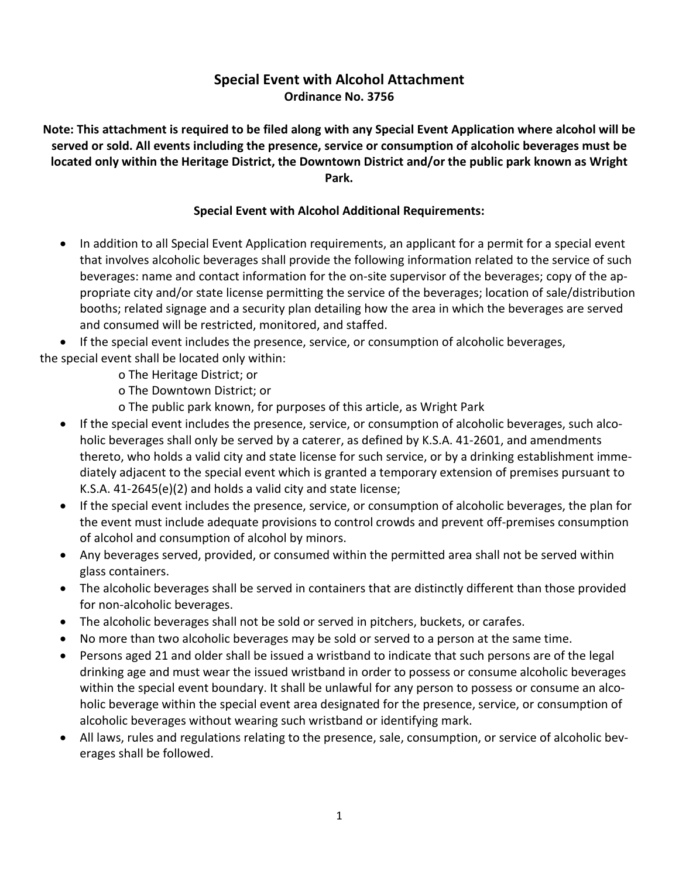# Special Event with Alcohol Attachment

**Ordinance No. 3756**

**Note: This attachment is required to be filed along with any Special Event Application where alcohol will be served or sold. All events including the presence, service or consumption of alcoholic beverages must be located only within the Heritage District, the Downtown District and/or the public park known as Wright Park.**

**Special Event with Alcohol Additional Requirements:**

- In addition to all Special Event Application requirements, an applicant for a permit for a special event that involves alcoholic beverages shall provide the following information related to the service of such beverages: name and contact information for the on-site supervisor of the beverages; copy of the appropriate city and/or state license permitting the service of the beverages; location of sale/distribution booths; related signage and a security plan detailing how the area in which the beverages are served and consumed will be restricted, monitored, and staffed.
- If the special event includes the presence, service, or consumption of alcoholic beverages, the special event shall be located only within:
  - The Heritage District; or
  - The Downtown District; or
  - The public park known, for purposes of this article, as Wright Park
- If the special event includes the presence, service, or consumption of alcoholic beverages, such alcoholic beverages shall only be served by a caterer, as defined by K.S.A. 41-2601, and amendments thereto, who holds a valid city and state license for such service, or by a drinking establishment immediately adjacent to the special event which is granted a temporary extension of premises pursuant to K.S.A. 41-2645(e)(2) and holds a valid city and state license;
- If the special event includes the presence, service, or consumption of alcoholic beverages, the plan for the event must include adequate provisions to control crowds and prevent off-premises consumption of alcohol and consumption of alcohol by minors.
- Any beverages served, provided, or consumed within the permitted area shall not be served within glass containers.
- The alcoholic beverages shall be served in containers that are distinctly different than those provided for non-alcoholic beverages.
- The alcoholic beverages shall not be sold or served in pitchers, buckets, or carafes.
- No more than two alcoholic beverages may be sold or served to a person at the same time.
- Persons aged 21 and older shall be issued a wristband to indicate that such persons are of the legal drinking age and must wear the issued wristband in order to possess or consume alcoholic beverages within the special event boundary. It shall be unlawful for any person to possess or consume an alcoholic beverage within the special event area designated for the presence, service, or consumption of alcoholic beverages without wearing such wristband or identifying mark.
- All laws, rules and regulations relating to the presence, sale, consumption, or service of alcoholic beverages shall be followed.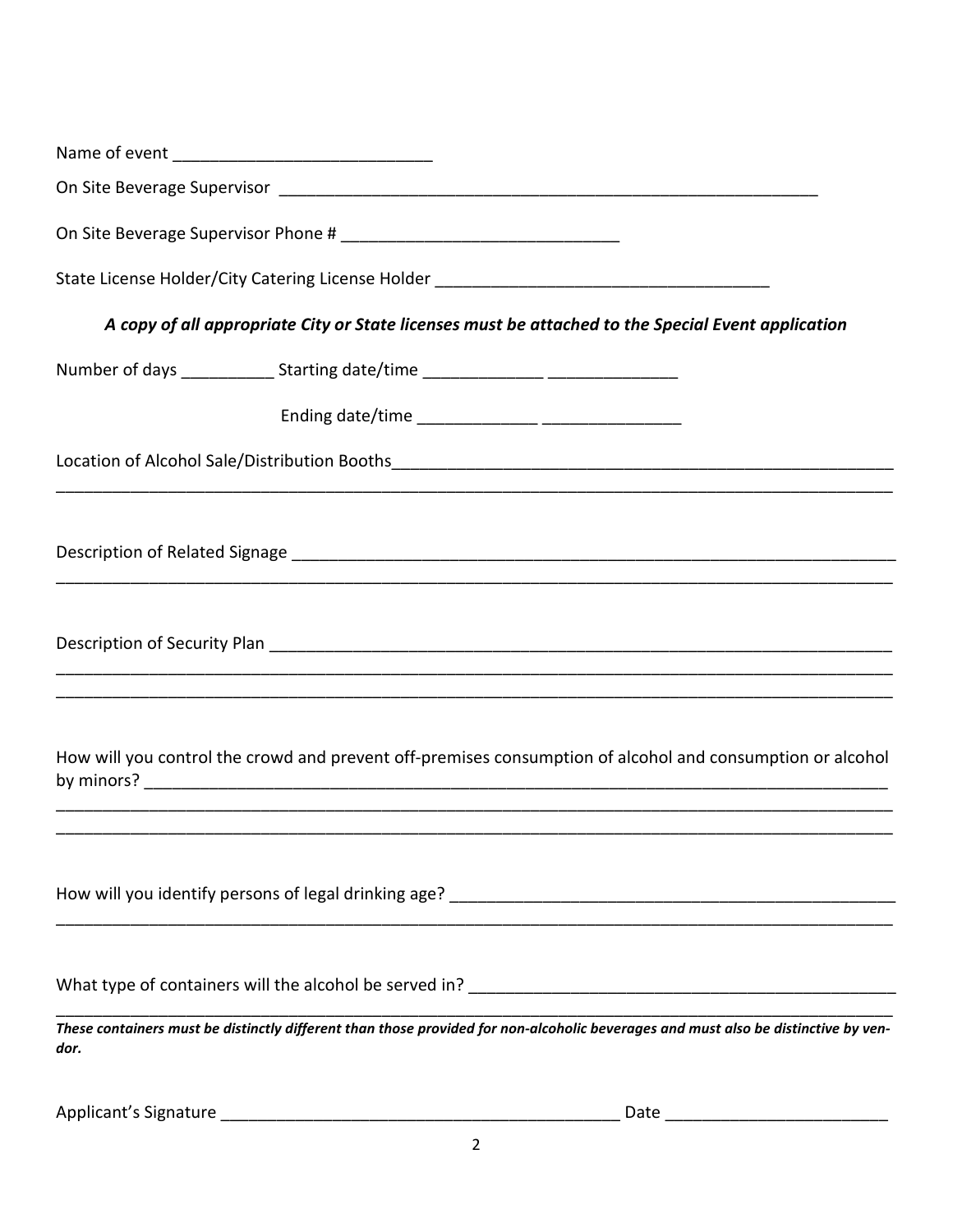Name of event ___________________________

On Site Beverage Supervisor ___________________________________________________________

On Site Beverage Supervisor Phone # ______________________________

State License Holder/City Catering License Holder ___________________________________

***A copy of all appropriate City or State licenses must be attached to the Special Event application***

Number of days __________ Starting date/time _____________ ______________

Ending date/time _____________ _______________

Location of Alcohol Sale/Distribution Booths________________________________________________________
_______________________________________________________________________________________________

Description of Related Signage __________________________________________________________________
_______________________________________________________________________________________________

Description of Security Plan _____________________________________________________________________
_______________________________________________________________________________________________
_______________________________________________________________________________________________

How will you control the crowd and prevent off-premises consumption of alcohol and consumption or alcohol by minors? ________________________________________________________________________________
_______________________________________________________________________________________________
_______________________________________________________________________________________________

How will you identify persons of legal drinking age? ________________________________________________
_______________________________________________________________________________________________

What type of containers will the alcohol be served in? ______________________________________________
_______________________________________________________________________________________________

***These containers must be distinctly different than those provided for non-alcoholic beverages and must also be distinctive by vendor.***

Applicant's Signature ____________________________________________ Date ________________________